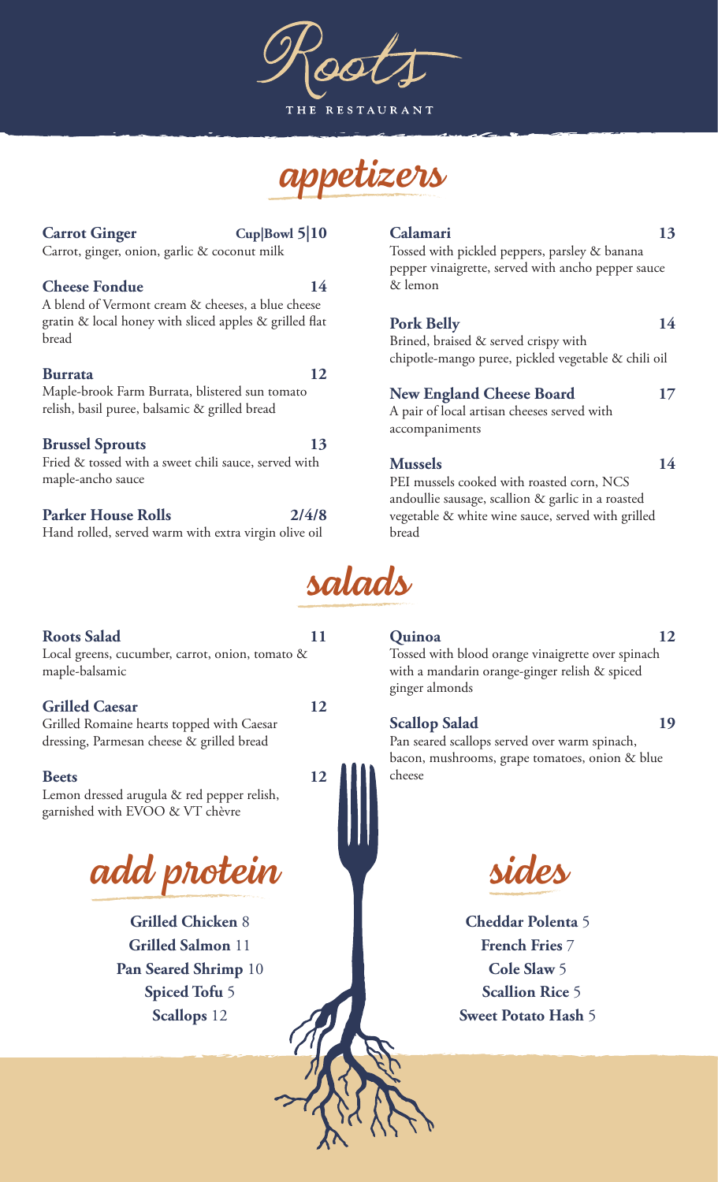# Roots

THE RESTAURANT

## appetizers

**Carrot Ginger** Cup|Bowl 5|10
Carrot, ginger, onion, garlic & coconut milk

**Cheese Fondue** 14
A blend of Vermont cream & cheeses, a blue cheese gratin & local honey with sliced apples & grilled flat bread

**Burrata** 12
Maple-brook Farm Burrata, blistered sun tomato relish, basil puree, balsamic & grilled bread

**Brussel Sprouts** 13
Fried & tossed with a sweet chili sauce, served with maple-ancho sauce

**Parker House Rolls** 2/4/8
Hand rolled, served warm with extra virgin olive oil

**Calamari** 13
Tossed with pickled peppers, parsley & banana pepper vinaigrette, served with ancho pepper sauce & lemon

**Pork Belly** 14
Brined, braised & served crispy with chipotle-mango puree, pickled vegetable & chili oil

**New England Cheese Board** 17
A pair of local artisan cheeses served with accompaniments

**Mussels** 14
PEI mussels cooked with roasted corn, NCS andoullie sausage, scallion & garlic in a roasted vegetable & white wine sauce, served with grilled bread

## salads

**Roots Salad** 11
Local greens, cucumber, carrot, onion, tomato & maple-balsamic

**Grilled Caesar** 12
Grilled Romaine hearts topped with Caesar dressing, Parmesan cheese & grilled bread

**Beets** 12
Lemon dressed arugula & red pepper relish, garnished with EVOO & VT chèvre

**Quinoa** 12
Tossed with blood orange vinaigrette over spinach with a mandarin orange-ginger relish & spiced ginger almonds

**Scallop Salad** 19
Pan seared scallops served over warm spinach, bacon, mushrooms, grape tomatoes, onion & blue cheese

## add protein

**Grilled Chicken** 8
**Grilled Salmon** 11
**Pan Seared Shrimp** 10
**Spiced Tofu** 5
**Scallops** 12

## sides

**Cheddar Polenta** 5
**French Fries** 7
**Cole Slaw** 5
**Scallion Rice** 5
**Sweet Potato Hash** 5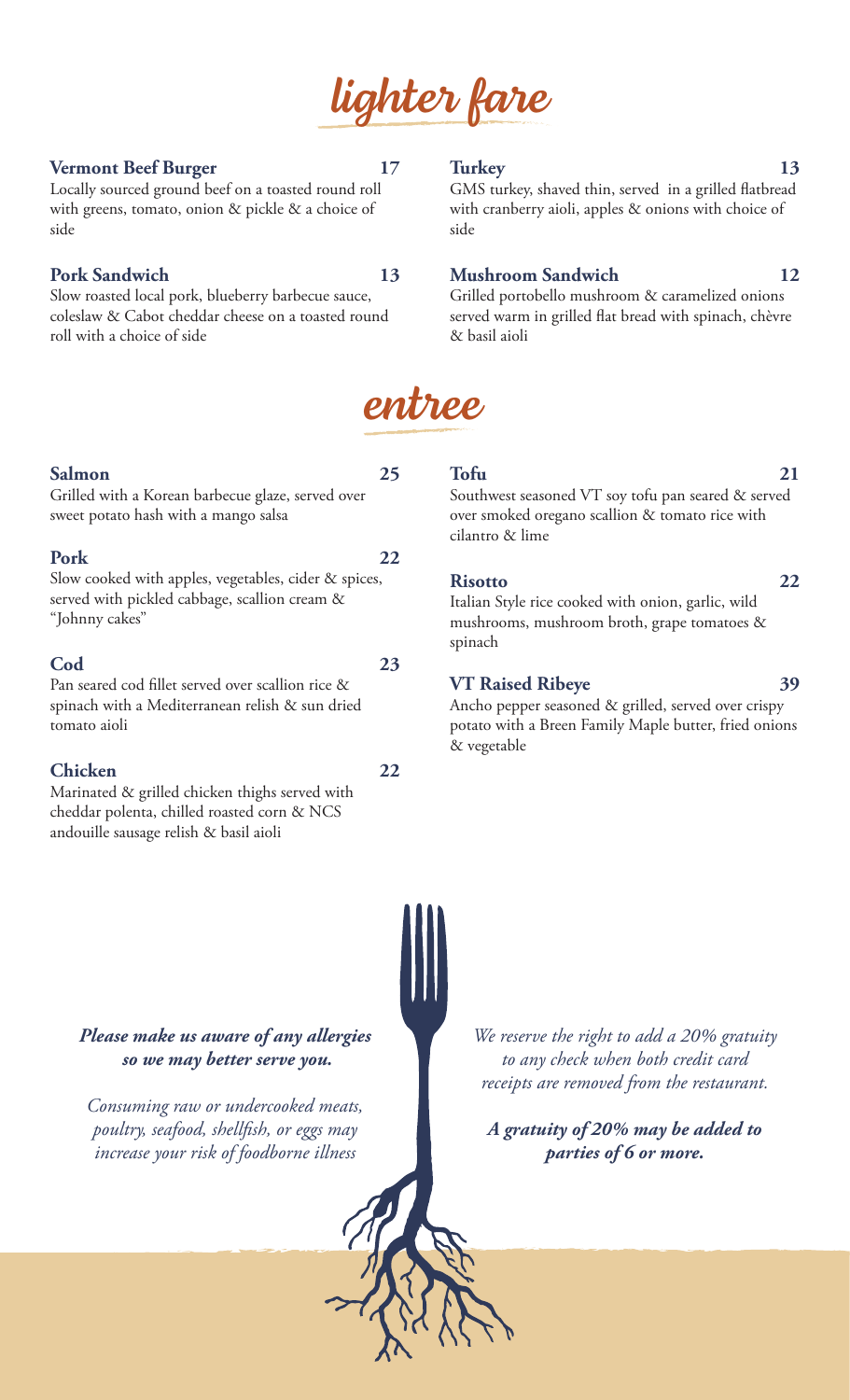# lighter fare

**Vermont Beef Burger** **17**
Locally sourced ground beef on a toasted round roll with greens, tomato, onion & pickle & a choice of side

**Pork Sandwich** **13**
Slow roasted local pork, blueberry barbecue sauce, coleslaw & Cabot cheddar cheese on a toasted round roll with a choice of side

**Turkey** **13**
GMS turkey, shaved thin, served in a grilled flatbread with cranberry aioli, apples & onions with choice of side

**Mushroom Sandwich** **12**
Grilled portobello mushroom & caramelized onions served warm in grilled flat bread with spinach, chèvre & basil aioli

# entree

**Salmon** **25**
Grilled with a Korean barbecue glaze, served over sweet potato hash with a mango salsa

**Pork** **22**
Slow cooked with apples, vegetables, cider & spices, served with pickled cabbage, scallion cream & "Johnny cakes"

**Cod** **23**
Pan seared cod fillet served over scallion rice & spinach with a Mediterranean relish & sun dried tomato aioli

**Chicken** **22**
Marinated & grilled chicken thighs served with cheddar polenta, chilled roasted corn & NCS andouille sausage relish & basil aioli

**Tofu** **21**
Southwest seasoned VT soy tofu pan seared & served over smoked oregano scallion & tomato rice with cilantro & lime

**Risotto** **22**
Italian Style rice cooked with onion, garlic, wild mushrooms, mushroom broth, grape tomatoes & spinach

**VT Raised Ribeye** **39**
Ancho pepper seasoned & grilled, served over crispy potato with a Breen Family Maple butter, fried onions & vegetable

***Please make us aware of any allergies so we may better serve you.***

*Consuming raw or undercooked meats, poultry, seafood, shellfish, or eggs may increase your risk of foodborne illness*

*We reserve the right to add a 20% gratuity to any check when both credit card receipts are removed from the restaurant.*

***A gratuity of 20% may be added to parties of 6 or more.***